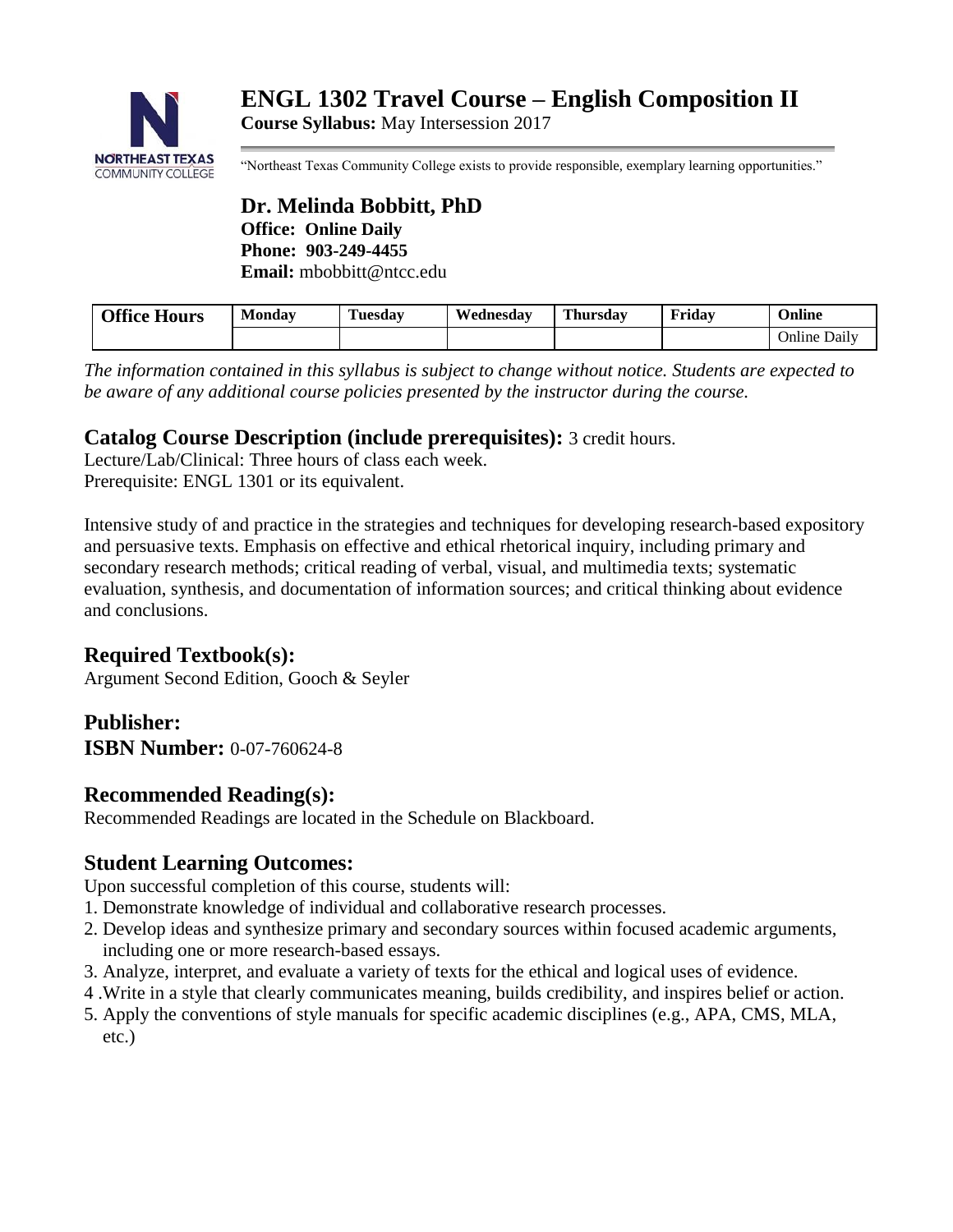# ENGL 1302 Travel Course – English Composition II

**Course Syllabus:** May Intersession 2017

"Northeast Texas Community College exists to provide responsible, exemplary learning opportunities."

## Dr. Melinda Bobbitt, PhD

**Office: Online Daily**
**Phone: 903-249-4455**
**Email:** mbobbitt@ntcc.edu

| Office Hours | Monday | Tuesday | Wednesday | Thursday | Friday | Online |
|---|---|---|---|---|---|---|
| | | | | | | Online Daily |

*The information contained in this syllabus is subject to change without notice. Students are expected to be aware of any additional course policies presented by the instructor during the course.*

## Catalog Course Description (include prerequisites): 3 credit hours.

Lecture/Lab/Clinical: Three hours of class each week.
Prerequisite: ENGL 1301 or its equivalent.

Intensive study of and practice in the strategies and techniques for developing research-based expository and persuasive texts. Emphasis on effective and ethical rhetorical inquiry, including primary and secondary research methods; critical reading of verbal, visual, and multimedia texts; systematic evaluation, synthesis, and documentation of information sources; and critical thinking about evidence and conclusions.

## Required Textbook(s):

Argument Second Edition, Gooch & Seyler

## Publisher:

**ISBN Number:** 0-07-760624-8

## Recommended Reading(s):

Recommended Readings are located in the Schedule on Blackboard.

## Student Learning Outcomes:

Upon successful completion of this course, students will:

1. Demonstrate knowledge of individual and collaborative research processes.
2. Develop ideas and synthesize primary and secondary sources within focused academic arguments, including one or more research-based essays.
3. Analyze, interpret, and evaluate a variety of texts for the ethical and logical uses of evidence.
4. Write in a style that clearly communicates meaning, builds credibility, and inspires belief or action.
5. Apply the conventions of style manuals for specific academic disciplines (e.g., APA, CMS, MLA, etc.)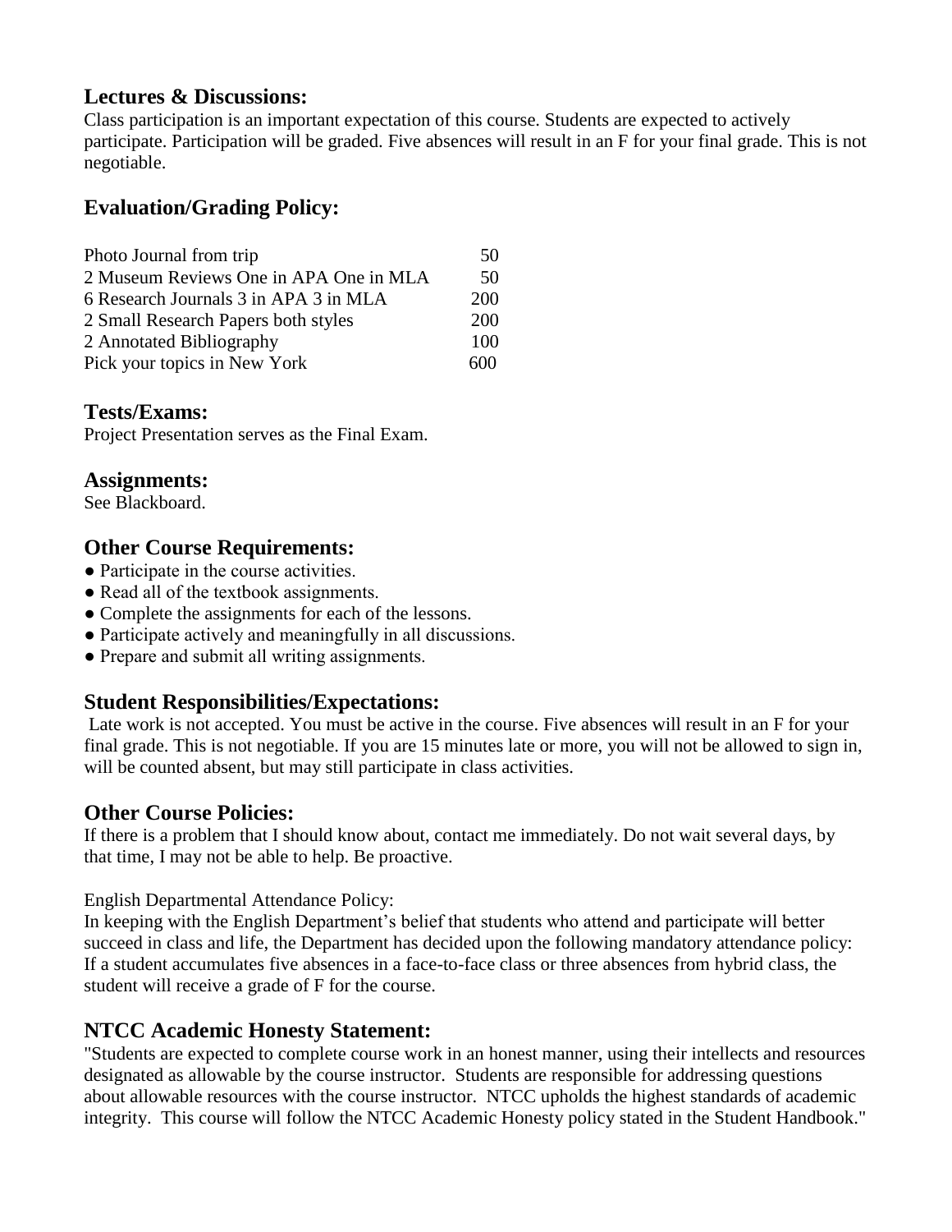## Lectures & Discussions:

Class participation is an important expectation of this course. Students are expected to actively participate. Participation will be graded. Five absences will result in an F for your final grade. This is not negotiable.

## Evaluation/Grading Policy:

| | |
|---|---|
| Photo Journal from trip | 50 |
| 2 Museum Reviews One in APA One in MLA | 50 |
| 6 Research Journals 3 in APA 3 in MLA | 200 |
| 2 Small Research Papers both styles | 200 |
| 2 Annotated Bibliography | 100 |
| Pick your topics in New York | 600 |

## Tests/Exams:

Project Presentation serves as the Final Exam.

## Assignments:

See Blackboard.

## Other Course Requirements:

- Participate in the course activities.
- Read all of the textbook assignments.
- Complete the assignments for each of the lessons.
- Participate actively and meaningfully in all discussions.
- Prepare and submit all writing assignments.

## Student Responsibilities/Expectations:

Late work is not accepted. You must be active in the course. Five absences will result in an F for your final grade. This is not negotiable. If you are 15 minutes late or more, you will not be allowed to sign in, will be counted absent, but may still participate in class activities.

## Other Course Policies:

If there is a problem that I should know about, contact me immediately. Do not wait several days, by that time, I may not be able to help. Be proactive.

English Departmental Attendance Policy:

In keeping with the English Department's belief that students who attend and participate will better succeed in class and life, the Department has decided upon the following mandatory attendance policy: If a student accumulates five absences in a face-to-face class or three absences from hybrid class, the student will receive a grade of F for the course.

## NTCC Academic Honesty Statement:

"Students are expected to complete course work in an honest manner, using their intellects and resources designated as allowable by the course instructor. Students are responsible for addressing questions about allowable resources with the course instructor. NTCC upholds the highest standards of academic integrity. This course will follow the NTCC Academic Honesty policy stated in the Student Handbook."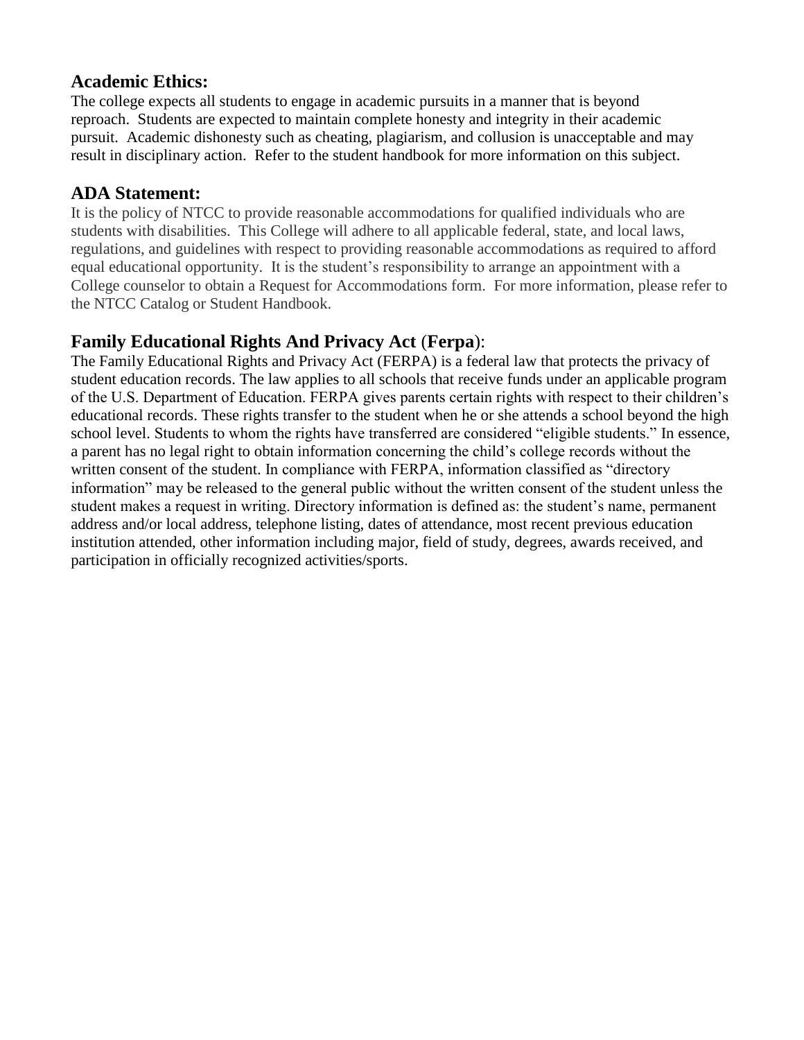## Academic Ethics:

The college expects all students to engage in academic pursuits in a manner that is beyond reproach. Students are expected to maintain complete honesty and integrity in their academic pursuit. Academic dishonesty such as cheating, plagiarism, and collusion is unacceptable and may result in disciplinary action. Refer to the student handbook for more information on this subject.

## ADA Statement:

It is the policy of NTCC to provide reasonable accommodations for qualified individuals who are students with disabilities. This College will adhere to all applicable federal, state, and local laws, regulations, and guidelines with respect to providing reasonable accommodations as required to afford equal educational opportunity. It is the student's responsibility to arrange an appointment with a College counselor to obtain a Request for Accommodations form. For more information, please refer to the NTCC Catalog or Student Handbook.

## Family Educational Rights And Privacy Act (Ferpa):

The Family Educational Rights and Privacy Act (FERPA) is a federal law that protects the privacy of student education records. The law applies to all schools that receive funds under an applicable program of the U.S. Department of Education. FERPA gives parents certain rights with respect to their children's educational records. These rights transfer to the student when he or she attends a school beyond the high school level. Students to whom the rights have transferred are considered "eligible students." In essence, a parent has no legal right to obtain information concerning the child's college records without the written consent of the student. In compliance with FERPA, information classified as "directory information" may be released to the general public without the written consent of the student unless the student makes a request in writing. Directory information is defined as: the student's name, permanent address and/or local address, telephone listing, dates of attendance, most recent previous education institution attended, other information including major, field of study, degrees, awards received, and participation in officially recognized activities/sports.